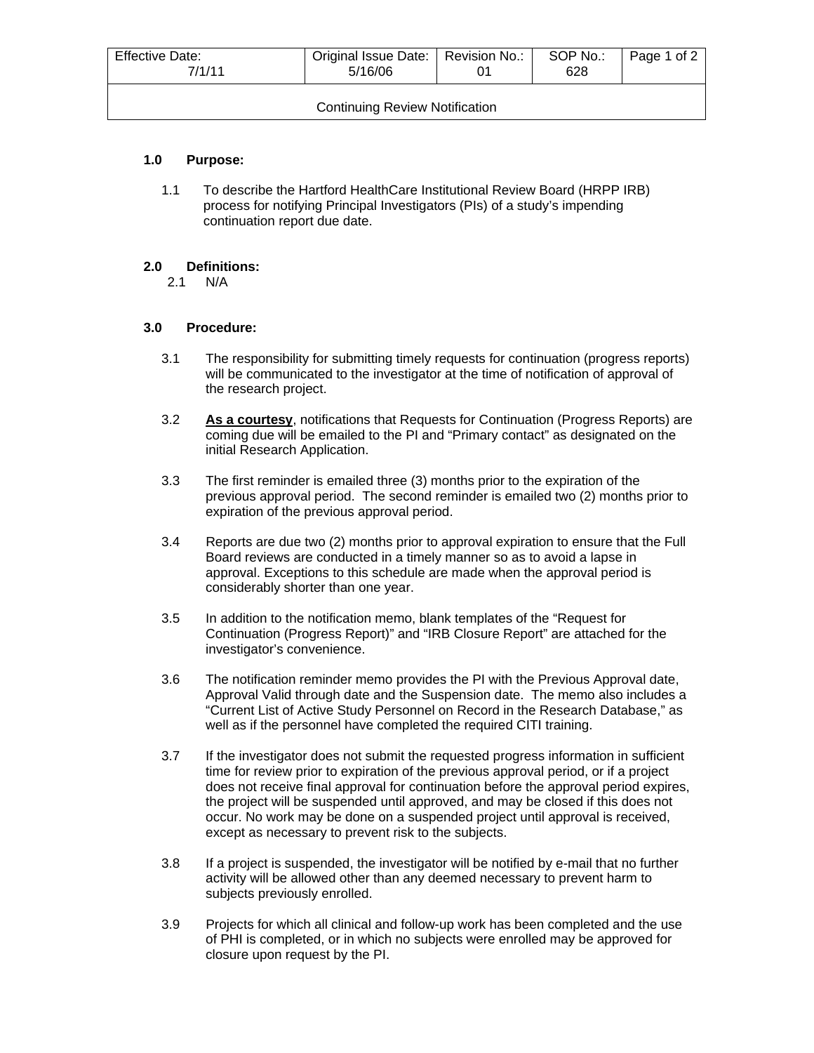| Effective Date: 7/1/11 | Original Issue Date: 5/16/06 | Revision No.: 01 | SOP No.: 628 |
| --- | --- | --- | --- |
| Continuing Review Notification | | | |

### 1.0 Purpose:

1.1 To describe the Hartford HealthCare Institutional Review Board (HRPP IRB) process for notifying Principal Investigators (PIs) of a study's impending continuation report due date.

### 2.0 Definitions:

2.1 N/A

### 3.0 Procedure:

3.1 The responsibility for submitting timely requests for continuation (progress reports) will be communicated to the investigator at the time of notification of approval of the research project.

3.2 **As a courtesy**, notifications that Requests for Continuation (Progress Reports) are coming due will be emailed to the PI and "Primary contact" as designated on the initial Research Application.

3.3 The first reminder is emailed three (3) months prior to the expiration of the previous approval period. The second reminder is emailed two (2) months prior to expiration of the previous approval period.

3.4 Reports are due two (2) months prior to approval expiration to ensure that the Full Board reviews are conducted in a timely manner so as to avoid a lapse in approval. Exceptions to this schedule are made when the approval period is considerably shorter than one year.

3.5 In addition to the notification memo, blank templates of the "Request for Continuation (Progress Report)" and "IRB Closure Report" are attached for the investigator's convenience.

3.6 The notification reminder memo provides the PI with the Previous Approval date, Approval Valid through date and the Suspension date. The memo also includes a "Current List of Active Study Personnel on Record in the Research Database," as well as if the personnel have completed the required CITI training.

3.7 If the investigator does not submit the requested progress information in sufficient time for review prior to expiration of the previous approval period, or if a project does not receive final approval for continuation before the approval period expires, the project will be suspended until approved, and may be closed if this does not occur. No work may be done on a suspended project until approval is received, except as necessary to prevent risk to the subjects.

3.8 If a project is suspended, the investigator will be notified by e-mail that no further activity will be allowed other than any deemed necessary to prevent harm to subjects previously enrolled.

3.9 Projects for which all clinical and follow-up work has been completed and the use of PHI is completed, or in which no subjects were enrolled may be approved for closure upon request by the PI.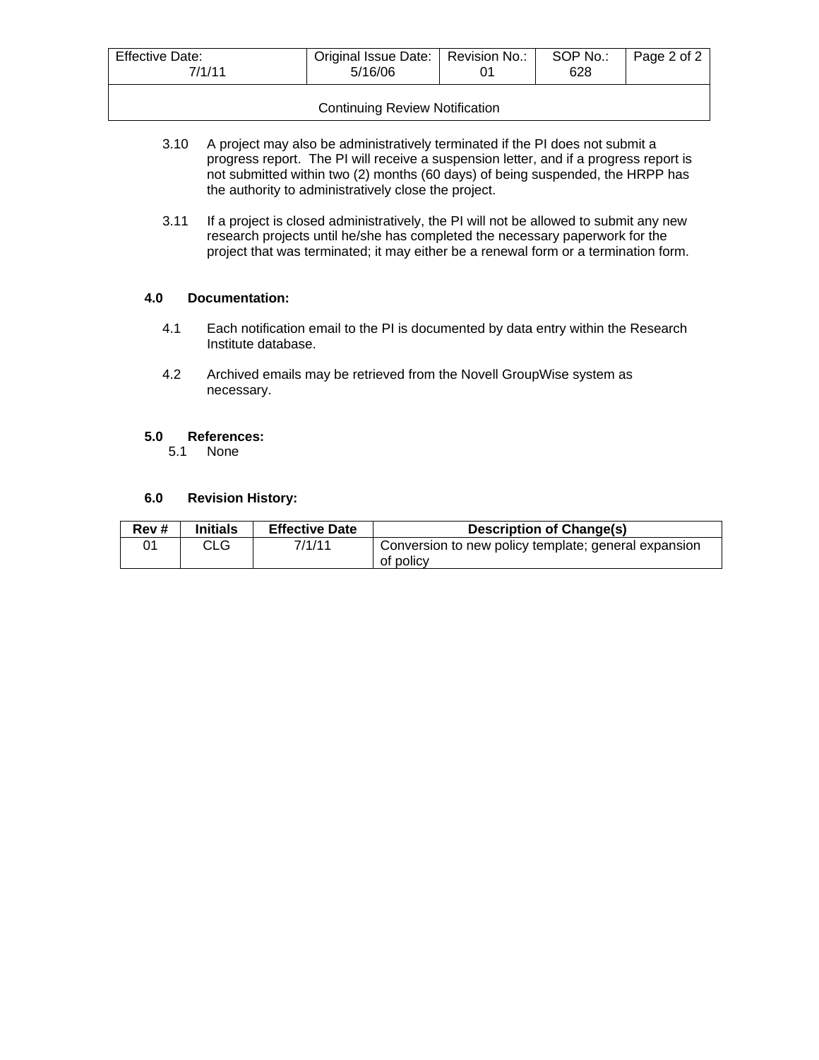3.10 A project may also be administratively terminated if the PI does not submit a progress report. The PI will receive a suspension letter, and if a progress report is not submitted within two (2) months (60 days) of being suspended, the HRPP has the authority to administratively close the project.

3.11 If a project is closed administratively, the PI will not be allowed to submit any new research projects until he/she has completed the necessary paperwork for the project that was terminated; it may either be a renewal form or a termination form.

**4.0 Documentation:**

4.1 Each notification email to the PI is documented by data entry within the Research Institute database.

4.2 Archived emails may be retrieved from the Novell GroupWise system as necessary.

**5.0 References:**

5.1 None

**6.0 Revision History:**

| Rev # | Initials | Effective Date | Description of Change(s) |
|---|---|---|---|
| 01 | CLG | 7/1/11 | Conversion to new policy template; general expansion of policy |